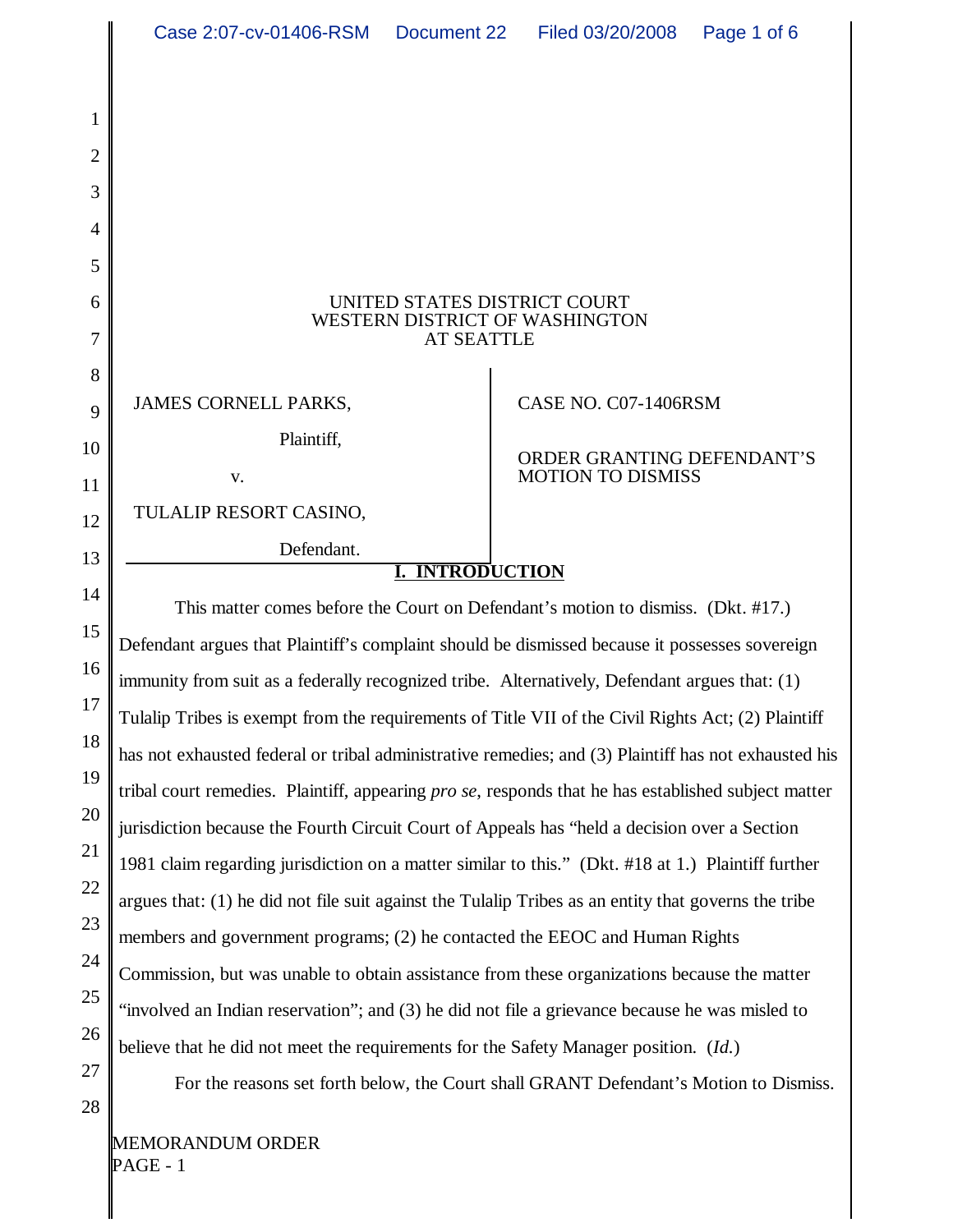UNITED STATES DISTRICT COURT
WESTERN DISTRICT OF WASHINGTON
AT SEATTLE

JAMES CORNELL PARKS,

Plaintiff,

v.

TULALIP RESORT CASINO,

Defendant.

CASE NO. C07-1406RSM

ORDER GRANTING DEFENDANT'S MOTION TO DISMISS

## I. INTRODUCTION

This matter comes before the Court on Defendant's motion to dismiss. (Dkt. #17.) Defendant argues that Plaintiff's complaint should be dismissed because it possesses sovereign immunity from suit as a federally recognized tribe. Alternatively, Defendant argues that: (1) Tulalip Tribes is exempt from the requirements of Title VII of the Civil Rights Act; (2) Plaintiff has not exhausted federal or tribal administrative remedies; and (3) Plaintiff has not exhausted his tribal court remedies. Plaintiff, appearing *pro se*, responds that he has established subject matter jurisdiction because the Fourth Circuit Court of Appeals has "held a decision over a Section 1981 claim regarding jurisdiction on a matter similar to this." (Dkt. #18 at 1.) Plaintiff further argues that: (1) he did not file suit against the Tulalip Tribes as an entity that governs the tribe members and government programs; (2) he contacted the EEOC and Human Rights Commission, but was unable to obtain assistance from these organizations because the matter "involved an Indian reservation"; and (3) he did not file a grievance because he was misled to believe that he did not meet the requirements for the Safety Manager position. (*Id.*)

For the reasons set forth below, the Court shall GRANT Defendant's Motion to Dismiss.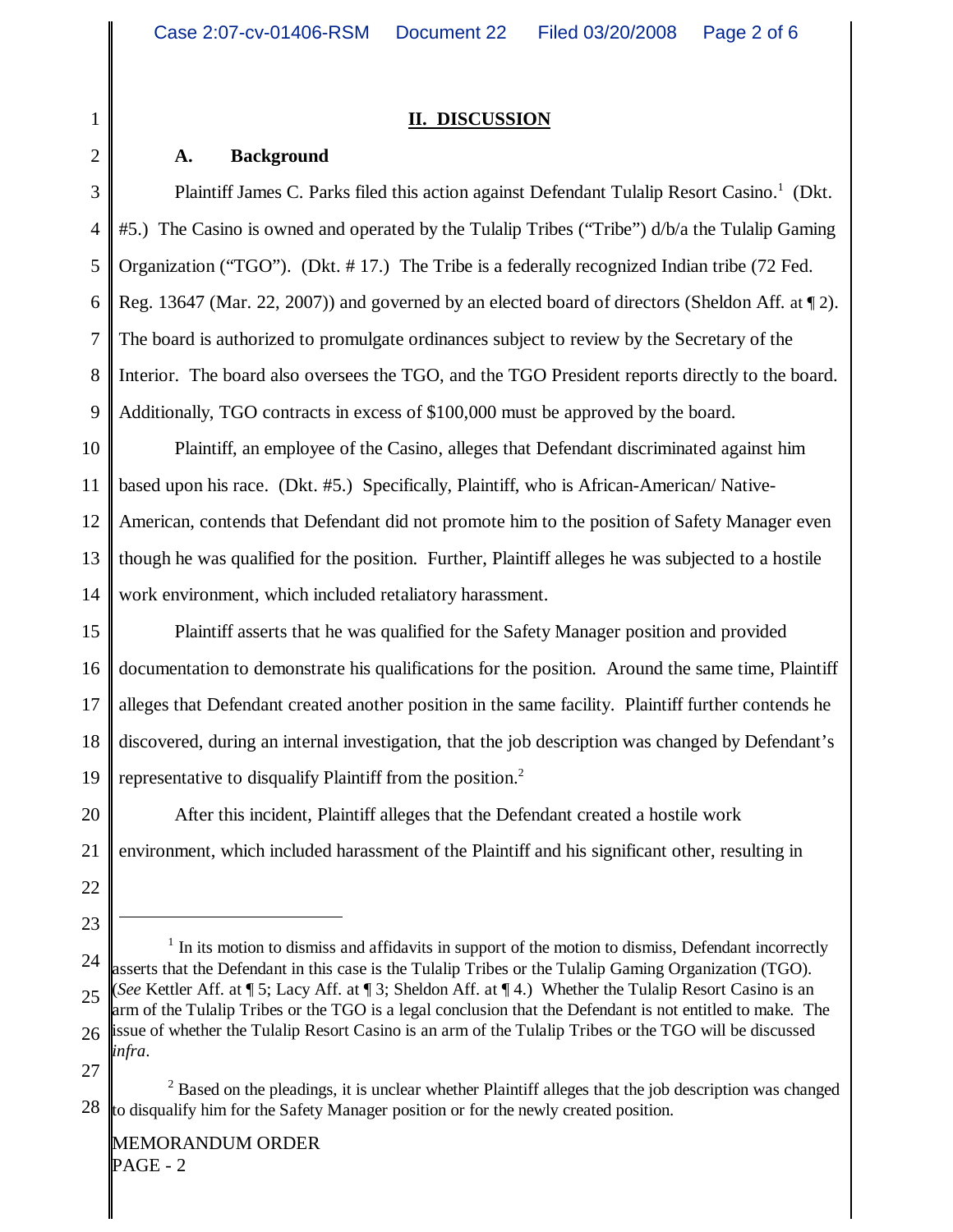## II. DISCUSSION

### A. Background

Plaintiff James C. Parks filed this action against Defendant Tulalip Resort Casino.[1] (Dkt. #5.) The Casino is owned and operated by the Tulalip Tribes ("Tribe") d/b/a the Tulalip Gaming Organization ("TGO"). (Dkt. # 17.) The Tribe is a federally recognized Indian tribe (72 Fed. Reg. 13647 (Mar. 22, 2007)) and governed by an elected board of directors (Sheldon Aff. at ¶ 2). The board is authorized to promulgate ordinances subject to review by the Secretary of the Interior. The board also oversees the TGO, and the TGO President reports directly to the board. Additionally, TGO contracts in excess of $100,000 must be approved by the board.

Plaintiff, an employee of the Casino, alleges that Defendant discriminated against him based upon his race. (Dkt. #5.) Specifically, Plaintiff, who is African-American/ Native-American, contends that Defendant did not promote him to the position of Safety Manager even though he was qualified for the position. Further, Plaintiff alleges he was subjected to a hostile work environment, which included retaliatory harassment.

Plaintiff asserts that he was qualified for the Safety Manager position and provided documentation to demonstrate his qualifications for the position. Around the same time, Plaintiff alleges that Defendant created another position in the same facility. Plaintiff further contends he discovered, during an internal investigation, that the job description was changed by Defendant's representative to disqualify Plaintiff from the position.[2]

After this incident, Plaintiff alleges that the Defendant created a hostile work environment, which included harassment of the Plaintiff and his significant other, resulting in

---

[1] In its motion to dismiss and affidavits in support of the motion to dismiss, Defendant incorrectly asserts that the Defendant in this case is the Tulalip Tribes or the Tulalip Gaming Organization (TGO). (*See* Kettler Aff. at ¶ 5; Lacy Aff. at ¶ 3; Sheldon Aff. at ¶ 4.) Whether the Tulalip Resort Casino is an arm of the Tulalip Tribes or the TGO is a legal conclusion that the Defendant is not entitled to make. The issue of whether the Tulalip Resort Casino is an arm of the Tulalip Tribes or the TGO will be discussed *infra*.

[2] Based on the pleadings, it is unclear whether Plaintiff alleges that the job description was changed to disqualify him for the Safety Manager position or for the newly created position.

MEMORANDUM ORDER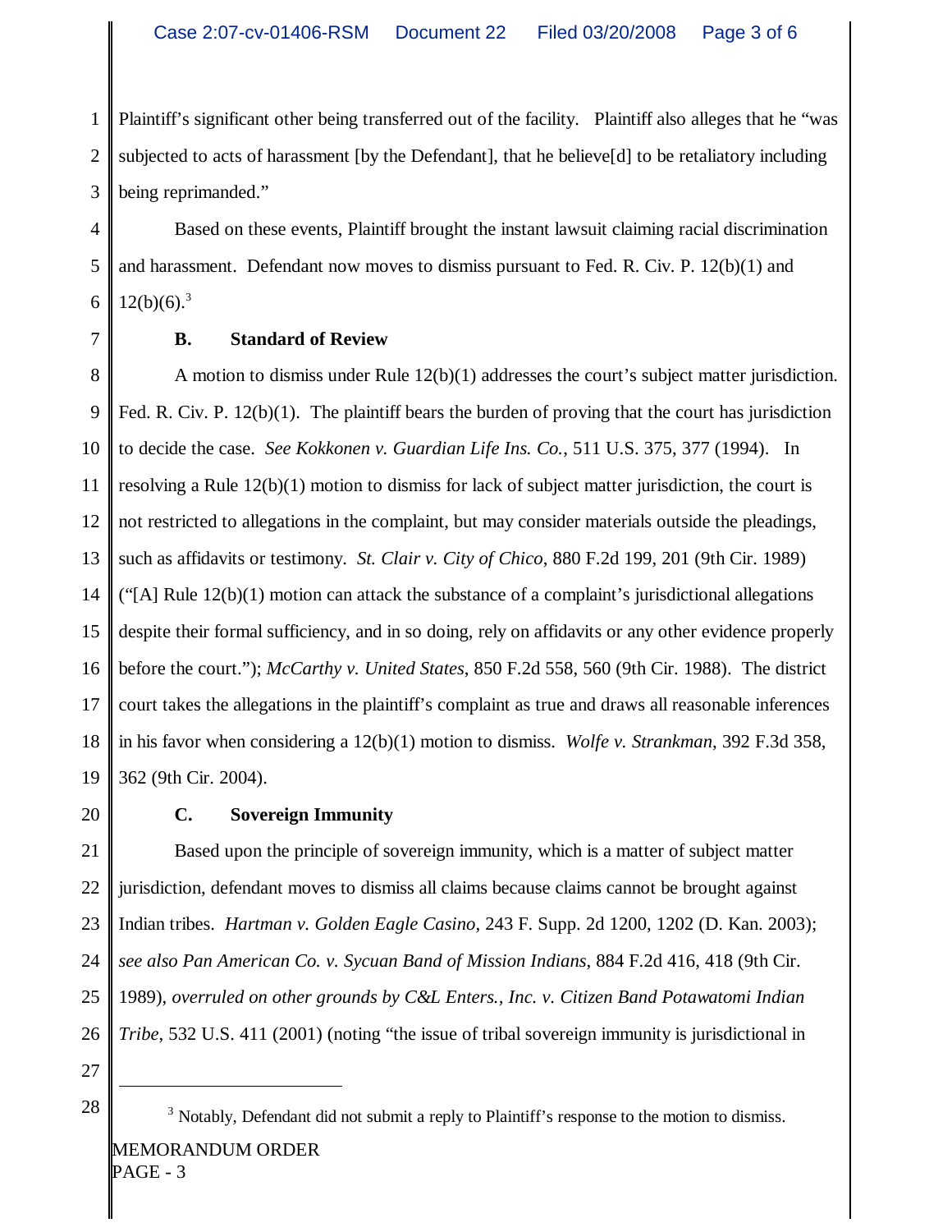Plaintiff's significant other being transferred out of the facility. Plaintiff also alleges that he "was subjected to acts of harassment [by the Defendant], that he believe[d] to be retaliatory including being reprimanded."

Based on these events, Plaintiff brought the instant lawsuit claiming racial discrimination and harassment. Defendant now moves to dismiss pursuant to Fed. R. Civ. P. 12(b)(1) and 12(b)(6).[3]

### B. Standard of Review

A motion to dismiss under Rule 12(b)(1) addresses the court's subject matter jurisdiction. Fed. R. Civ. P. 12(b)(1). The plaintiff bears the burden of proving that the court has jurisdiction to decide the case. *See Kokkonen v. Guardian Life Ins. Co.*, 511 U.S. 375, 377 (1994). In resolving a Rule 12(b)(1) motion to dismiss for lack of subject matter jurisdiction, the court is not restricted to allegations in the complaint, but may consider materials outside the pleadings, such as affidavits or testimony. *St. Clair v. City of Chico*, 880 F.2d 199, 201 (9th Cir. 1989) ("[A] Rule 12(b)(1) motion can attack the substance of a complaint's jurisdictional allegations despite their formal sufficiency, and in so doing, rely on affidavits or any other evidence properly before the court."); *McCarthy v. United States*, 850 F.2d 558, 560 (9th Cir. 1988). The district court takes the allegations in the plaintiff's complaint as true and draws all reasonable inferences in his favor when considering a 12(b)(1) motion to dismiss. *Wolfe v. Strankman*, 392 F.3d 358, 362 (9th Cir. 2004).

### C. Sovereign Immunity

Based upon the principle of sovereign immunity, which is a matter of subject matter jurisdiction, defendant moves to dismiss all claims because claims cannot be brought against Indian tribes. *Hartman v. Golden Eagle Casino*, 243 F. Supp. 2d 1200, 1202 (D. Kan. 2003); *see also Pan American Co. v. Sycuan Band of Mission Indians*, 884 F.2d 416, 418 (9th Cir. 1989), *overruled on other grounds by C&L Enters., Inc. v. Citizen Band Potawatomi Indian Tribe*, 532 U.S. 411 (2001) (noting "the issue of tribal sovereign immunity is jurisdictional in

---

[3] Notably, Defendant did not submit a reply to Plaintiff's response to the motion to dismiss.

MEMORANDUM ORDER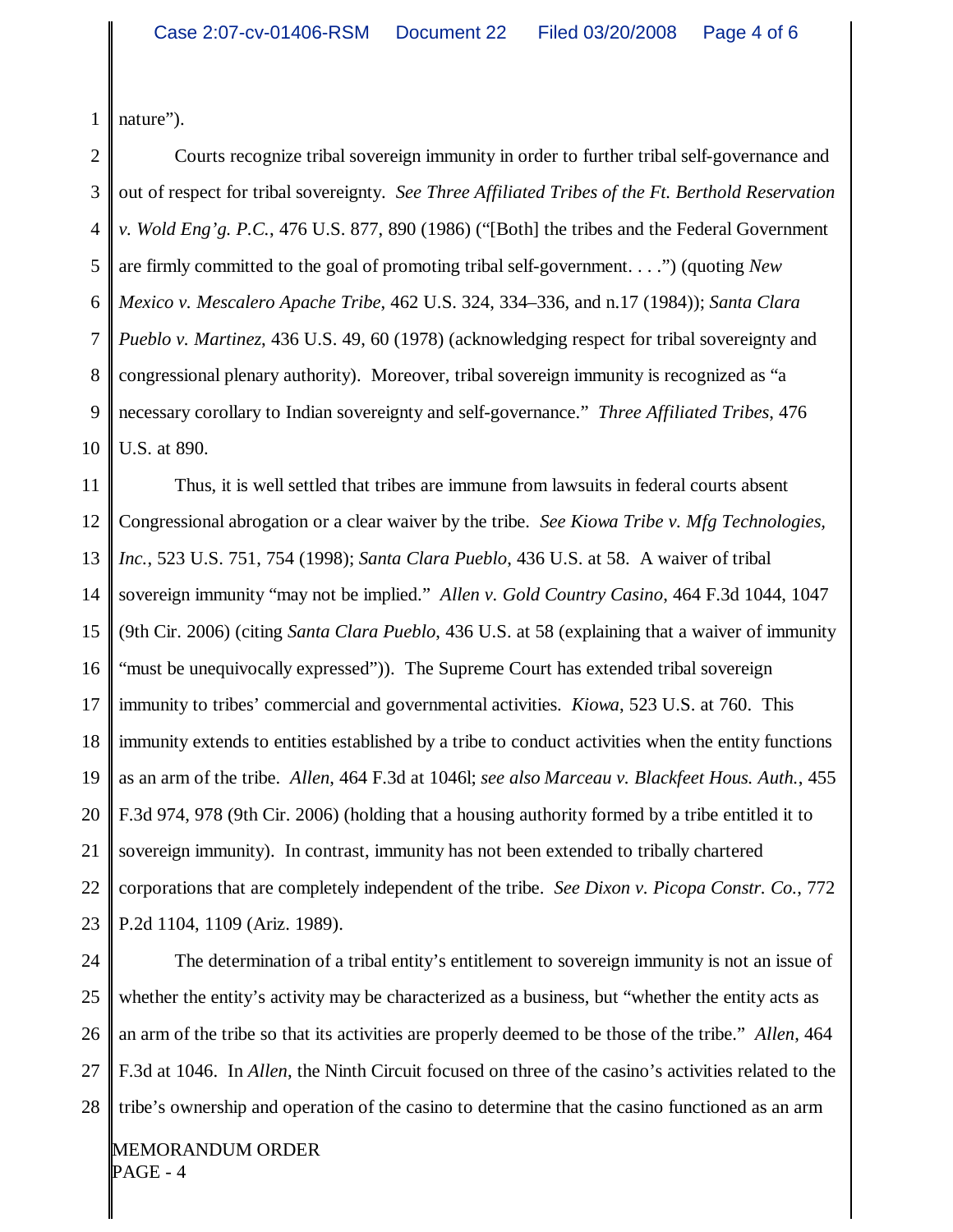nature”).

Courts recognize tribal sovereign immunity in order to further tribal self-governance and out of respect for tribal sovereignty. *See Three Affiliated Tribes of the Ft. Berthold Reservation v. Wold Eng’g. P.C.*, 476 U.S. 877, 890 (1986) (“[Both] the tribes and the Federal Government are firmly committed to the goal of promoting tribal self-government. . . .”) (quoting *New Mexico v. Mescalero Apache Tribe*, 462 U.S. 324, 334–336, and n.17 (1984)); *Santa Clara Pueblo v. Martinez*, 436 U.S. 49, 60 (1978) (acknowledging respect for tribal sovereignty and congressional plenary authority). Moreover, tribal sovereign immunity is recognized as “a necessary corollary to Indian sovereignty and self-governance.” *Three Affiliated Tribes*, 476 U.S. at 890.

Thus, it is well settled that tribes are immune from lawsuits in federal courts absent Congressional abrogation or a clear waiver by the tribe. *See Kiowa Tribe v. Mfg Technologies, Inc.*, 523 U.S. 751, 754 (1998); *Santa Clara Pueblo*, 436 U.S. at 58. A waiver of tribal sovereign immunity “may not be implied.” *Allen v. Gold Country Casino*, 464 F.3d 1044, 1047 (9th Cir. 2006) (citing *Santa Clara Pueblo*, 436 U.S. at 58 (explaining that a waiver of immunity “must be unequivocally expressed”)). The Supreme Court has extended tribal sovereign immunity to tribes’ commercial and governmental activities. *Kiowa*, 523 U.S. at 760. This immunity extends to entities established by a tribe to conduct activities when the entity functions as an arm of the tribe. *Allen*, 464 F.3d at 1046l; *see also Marceau v. Blackfeet Hous. Auth.*, 455 F.3d 974, 978 (9th Cir. 2006) (holding that a housing authority formed by a tribe entitled it to sovereign immunity). In contrast, immunity has not been extended to tribally chartered corporations that are completely independent of the tribe. *See Dixon v. Picopa Constr. Co.*, 772 P.2d 1104, 1109 (Ariz. 1989).

The determination of a tribal entity’s entitlement to sovereign immunity is not an issue of whether the entity’s activity may be characterized as a business, but “whether the entity acts as an arm of the tribe so that its activities are properly deemed to be those of the tribe.” *Allen*, 464 F.3d at 1046. In *Allen*, the Ninth Circuit focused on three of the casino’s activities related to the tribe’s ownership and operation of the casino to determine that the casino functioned as an arm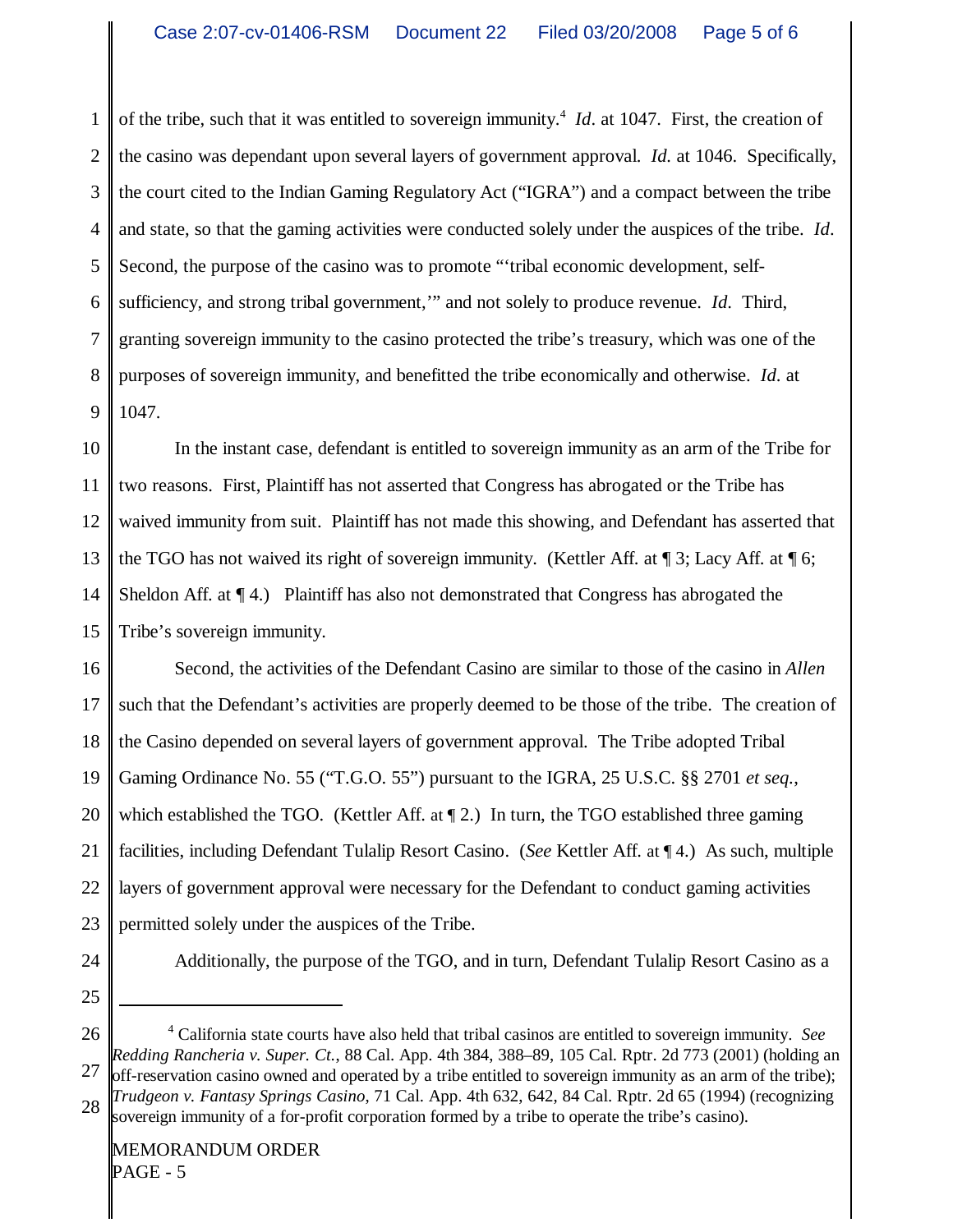of the tribe, such that it was entitled to sovereign immunity.[4] *Id*. at 1047. First, the creation of the casino was dependant upon several layers of government approval. *Id.* at 1046. Specifically, the court cited to the Indian Gaming Regulatory Act ("IGRA") and a compact between the tribe and state, so that the gaming activities were conducted solely under the auspices of the tribe. *Id*. Second, the purpose of the casino was to promote "'tribal economic development, self-sufficiency, and strong tribal government,'" and not solely to produce revenue. *Id*. Third, granting sovereign immunity to the casino protected the tribe's treasury, which was one of the purposes of sovereign immunity, and benefitted the tribe economically and otherwise. *Id*. at 1047.

In the instant case, defendant is entitled to sovereign immunity as an arm of the Tribe for two reasons. First, Plaintiff has not asserted that Congress has abrogated or the Tribe has waived immunity from suit. Plaintiff has not made this showing, and Defendant has asserted that the TGO has not waived its right of sovereign immunity. (Kettler Aff. at ¶ 3; Lacy Aff. at ¶ 6; Sheldon Aff. at ¶ 4.) Plaintiff has also not demonstrated that Congress has abrogated the Tribe's sovereign immunity.

Second, the activities of the Defendant Casino are similar to those of the casino in *Allen* such that the Defendant's activities are properly deemed to be those of the tribe. The creation of the Casino depended on several layers of government approval. The Tribe adopted Tribal Gaming Ordinance No. 55 ("T.G.O. 55") pursuant to the IGRA, 25 U.S.C. §§ 2701 *et seq.*, which established the TGO. (Kettler Aff. at ¶ 2.) In turn, the TGO established three gaming facilities, including Defendant Tulalip Resort Casino. (*See* Kettler Aff. at ¶ 4.) As such, multiple layers of government approval were necessary for the Defendant to conduct gaming activities permitted solely under the auspices of the Tribe.

Additionally, the purpose of the TGO, and in turn, Defendant Tulalip Resort Casino as a

---

[4] California state courts have also held that tribal casinos are entitled to sovereign immunity. *See Redding Rancheria v. Super. Ct.*, 88 Cal. App. 4th 384, 388–89, 105 Cal. Rptr. 2d 773 (2001) (holding an off-reservation casino owned and operated by a tribe entitled to sovereign immunity as an arm of the tribe); *Trudgeon v. Fantasy Springs Casino*, 71 Cal. App. 4th 632, 642, 84 Cal. Rptr. 2d 65 (1994) (recognizing sovereign immunity of a for-profit corporation formed by a tribe to operate the tribe's casino).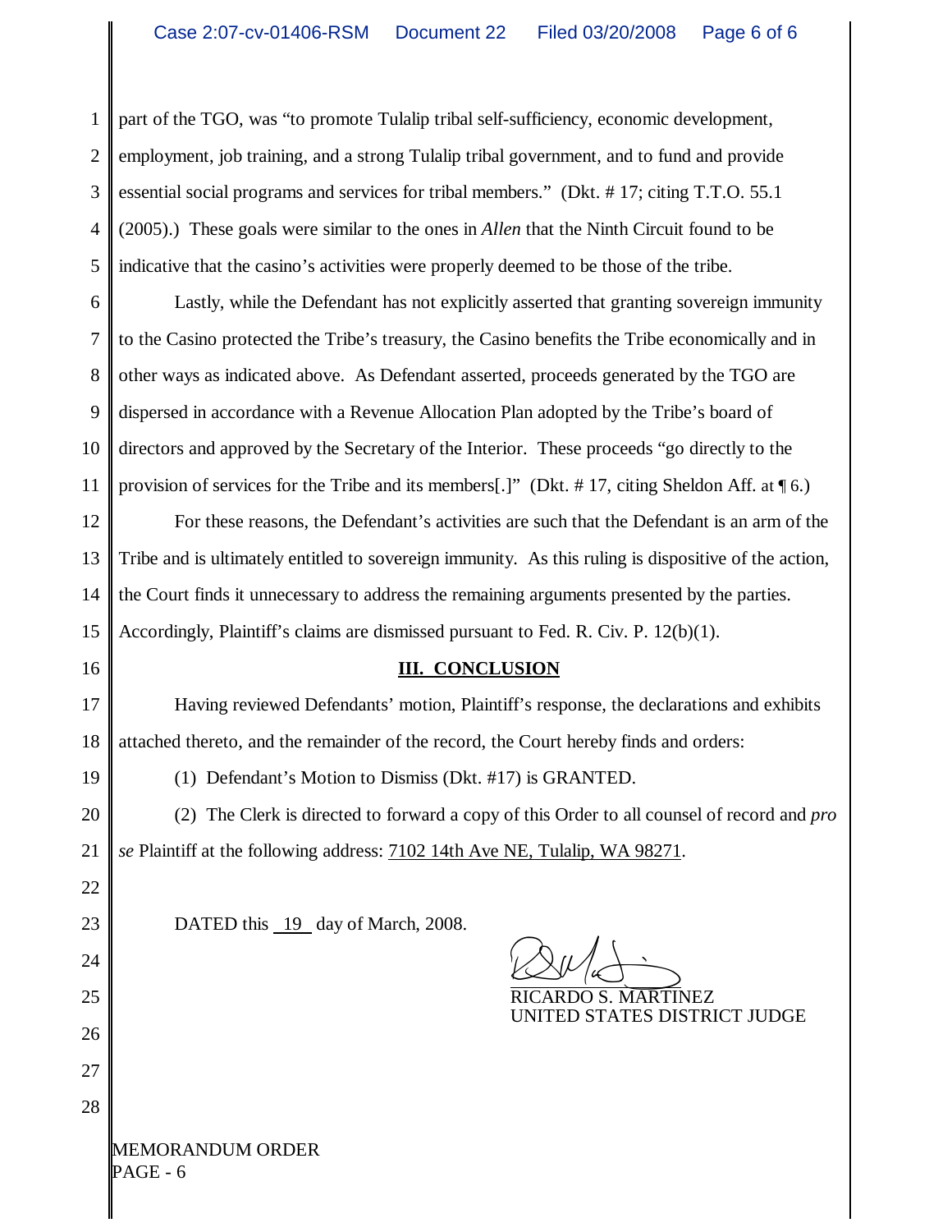part of the TGO, was "to promote Tulalip tribal self-sufficiency, economic development, employment, job training, and a strong Tulalip tribal government, and to fund and provide essential social programs and services for tribal members." (Dkt. # 17; citing T.T.O. 55.1 (2005).) These goals were similar to the ones in *Allen* that the Ninth Circuit found to be indicative that the casino's activities were properly deemed to be those of the tribe.

Lastly, while the Defendant has not explicitly asserted that granting sovereign immunity to the Casino protected the Tribe's treasury, the Casino benefits the Tribe economically and in other ways as indicated above. As Defendant asserted, proceeds generated by the TGO are dispersed in accordance with a Revenue Allocation Plan adopted by the Tribe's board of directors and approved by the Secretary of the Interior. These proceeds "go directly to the provision of services for the Tribe and its members[.]" (Dkt. # 17, citing Sheldon Aff. at ¶ 6.)

For these reasons, the Defendant's activities are such that the Defendant is an arm of the Tribe and is ultimately entitled to sovereign immunity. As this ruling is dispositive of the action, the Court finds it unnecessary to address the remaining arguments presented by the parties. Accordingly, Plaintiff's claims are dismissed pursuant to Fed. R. Civ. P. 12(b)(1).

## III. CONCLUSION

Having reviewed Defendants' motion, Plaintiff's response, the declarations and exhibits attached thereto, and the remainder of the record, the Court hereby finds and orders:

(1) Defendant's Motion to Dismiss (Dkt. #17) is GRANTED.

(2) The Clerk is directed to forward a copy of this Order to all counsel of record and *pro se* Plaintiff at the following address: 7102 14th Ave NE, Tulalip, WA 98271.

DATED this 19 day of March, 2008.

RICARDO S. MARTINEZ
UNITED STATES DISTRICT JUDGE

MEMORANDUM ORDER